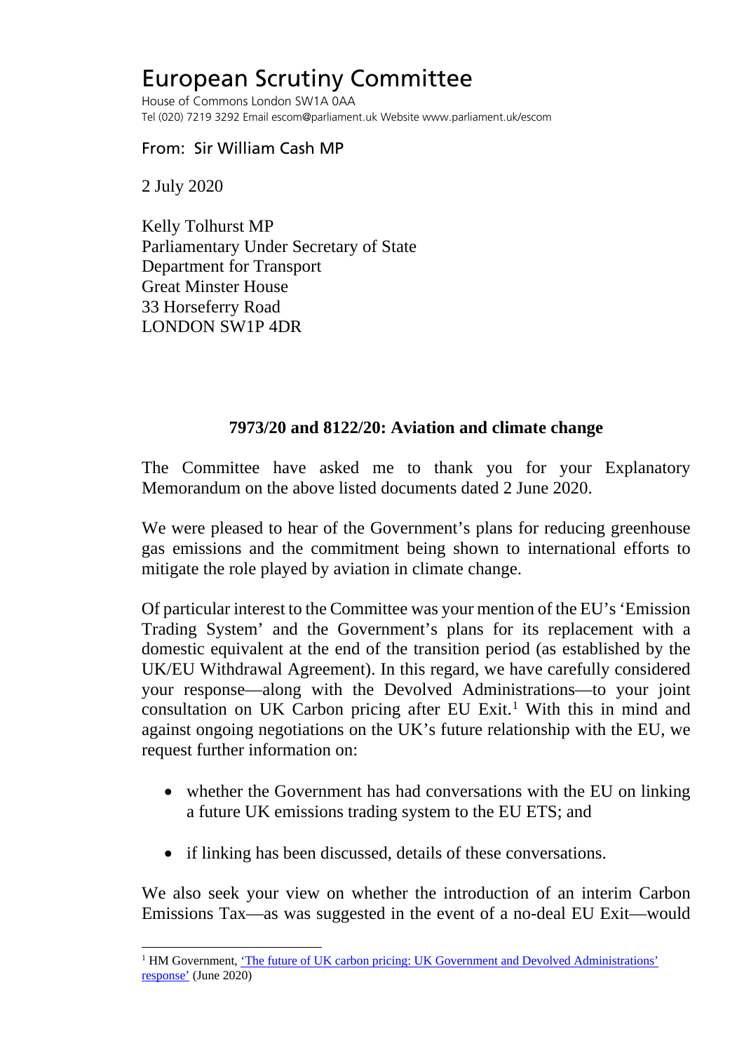# European Scrutiny Committee

House of Commons London SW1A 0AA
Tel (020) 7219 3292 Email escom@parliament.uk Website www.parliament.uk/escom

From: Sir William Cash MP

2 July 2020

Kelly Tolhurst MP
Parliamentary Under Secretary of State
Department for Transport
Great Minster House
33 Horseferry Road
LONDON SW1P 4DR

**7973/20 and 8122/20: Aviation and climate change**

The Committee have asked me to thank you for your Explanatory Memorandum on the above listed documents dated 2 June 2020.

We were pleased to hear of the Government's plans for reducing greenhouse gas emissions and the commitment being shown to international efforts to mitigate the role played by aviation in climate change.

Of particular interest to the Committee was your mention of the EU's 'Emission Trading System' and the Government's plans for its replacement with a domestic equivalent at the end of the transition period (as established by the UK/EU Withdrawal Agreement). In this regard, we have carefully considered your response—along with the Devolved Administrations—to your joint consultation on UK Carbon pricing after EU Exit.[1] With this in mind and against ongoing negotiations on the UK's future relationship with the EU, we request further information on:

- whether the Government has had conversations with the EU on linking a future UK emissions trading system to the EU ETS; and
- if linking has been discussed, details of these conversations.

We also seek your view on whether the introduction of an interim Carbon Emissions Tax—as was suggested in the event of a no-deal EU Exit—would

[1] HM Government, 'The future of UK carbon pricing: UK Government and Devolved Administrations' response' (June 2020)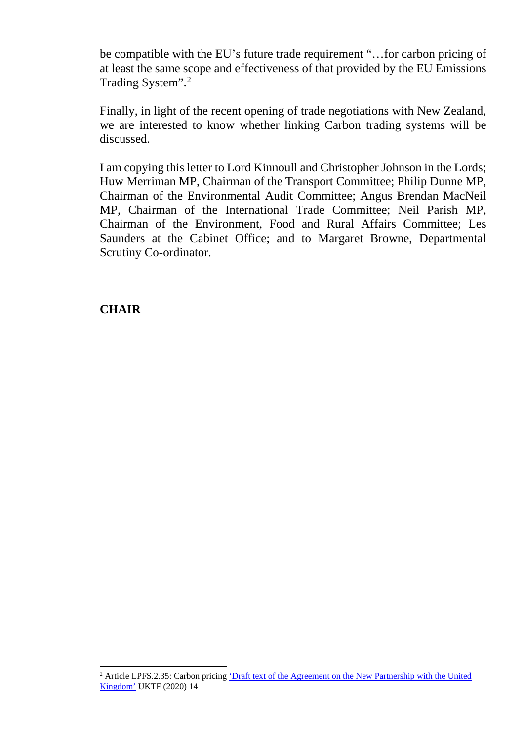be compatible with the EU's future trade requirement "…for carbon pricing of at least the same scope and effectiveness of that provided by the EU Emissions Trading System".[2]

Finally, in light of the recent opening of trade negotiations with New Zealand, we are interested to know whether linking Carbon trading systems will be discussed.

I am copying this letter to Lord Kinnoull and Christopher Johnson in the Lords; Huw Merriman MP, Chairman of the Transport Committee; Philip Dunne MP, Chairman of the Environmental Audit Committee; Angus Brendan MacNeil MP, Chairman of the International Trade Committee; Neil Parish MP, Chairman of the Environment, Food and Rural Affairs Committee; Les Saunders at the Cabinet Office; and to Margaret Browne, Departmental Scrutiny Co-ordinator.

**CHAIR**

---

[2] Article LPFS.2.35: Carbon pricing 'Draft text of the Agreement on the New Partnership with the United Kingdom' UKTF (2020) 14